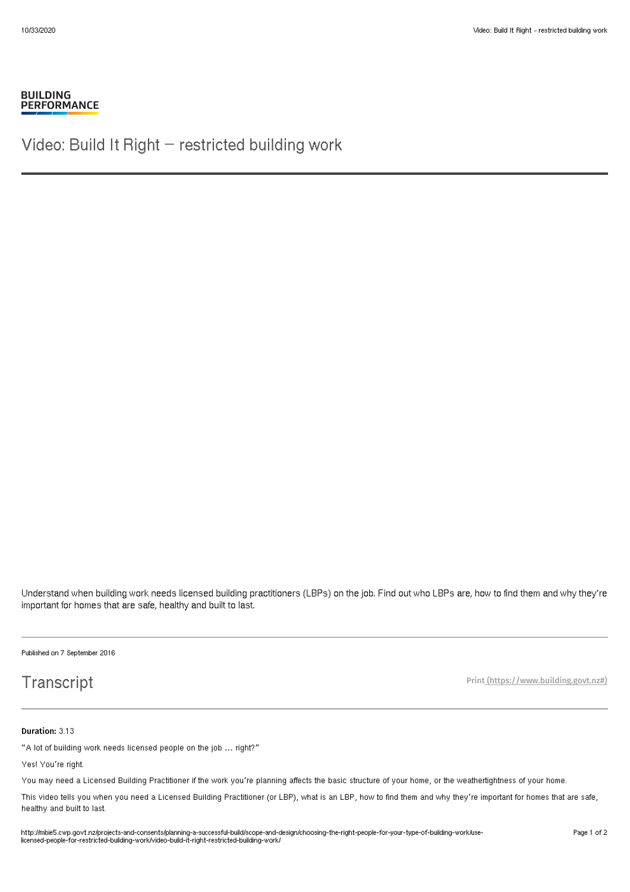BUILDING PERFORMANCE

# Video: Build It Right – restricted building work

Understand when building work needs licensed building practitioners (LBPs) on the job. Find out who LBPs are, how to find them and why they're important for homes that are safe, healthy and built to last.

Published on 7 September 2016

## Transcript

Print (https://www.building.govt.nz#)

**Duration:** 3.13

"A lot of building work needs licensed people on the job … right?"

Yes! You're right.

You may need a Licensed Building Practitioner if the work you're planning affects the basic structure of your home, or the weathertightness of your home.

This video tells you when you need a Licensed Building Practitioner (or LBP), what is an LBP, how to find them and why they're important for homes that are safe, healthy and built to last.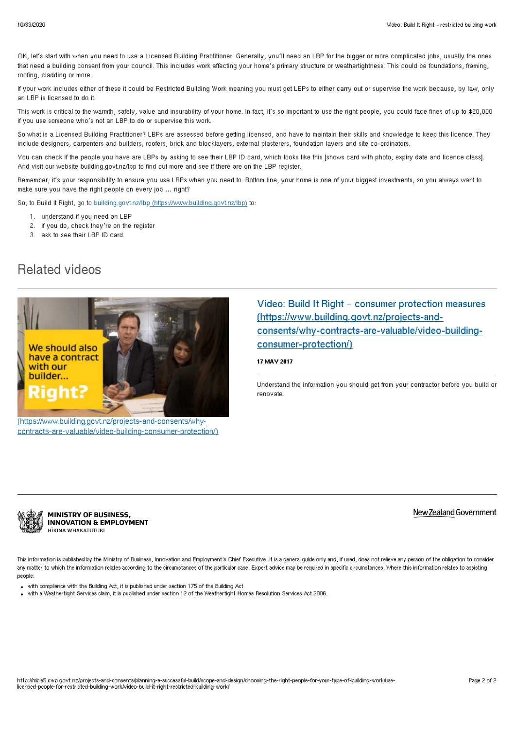OK, let's start with when you need to use a Licensed Building Practitioner. Generally, you'll need an LBP for the bigger or more complicated jobs, usually the ones that need a building consent from your council. This includes work affecting your home's primary structure or weathertightness. This could be foundations, framing, roofing, cladding or more.

If your work includes either of these it could be Restricted Building Work meaning you must get LBPs to either carry out or supervise the work because, by law, only an LBP is licensed to do it.

This work is critical to the warmth, safety, value and insurability of your home. In fact, it's so important to use the right people, you could face fines of up to $20,000 if you use someone who's not an LBP to do or supervise this work.

So what is a Licensed Building Practitioner? LBPs are assessed before getting licensed, and have to maintain their skills and knowledge to keep this licence. They include designers, carpenters and builders, roofers, brick and blocklayers, external plasterers, foundation layers and site co-ordinators.

You can check if the people you have are LBPs by asking to see their LBP ID card, which looks like this [shows card with photo, expiry date and licence class]. And visit our website building.govt.nz/lbp to find out more and see if there are on the LBP register.

Remember, it's your responsibility to ensure you use LBPs when you need to. Bottom line, your home is one of your biggest investments, so you always want to make sure you have the right people on every job … right?

So, to Build It Right, go to building.govt.nz/lbp (https://www.building.govt.nz/lbp) to:

1. understand if you need an LBP
2. if you do, check they're on the register
3. ask to see their LBP ID card.

## Related videos

We should also have a contract with our builder... Right?

(https://www.building.govt.nz/projects-and-consents/why-contracts-are-valuable/video-building-consumer-protection/)

### Video: Build It Right – consumer protection measures (https://www.building.govt.nz/projects-and-consents/why-contracts-are-valuable/video-building-consumer-protection/)

**17 MAY 2017**

Understand the information you should get from your contractor before you build or renovate.

**MINISTRY OF BUSINESS, INNOVATION & EMPLOYMENT**
HĪKINA WHAKATUTUKI

New Zealand Government

This information is published by the Ministry of Business, Innovation and Employment's Chief Executive. It is a general guide only and, if used, does not relieve any person of the obligation to consider any matter to which the information relates according to the circumstances of the particular case. Expert advice may be required in specific circumstances. Where this information relates to assisting people:

- with compliance with the Building Act, it is published under section 175 of the Building Act
- with a Weathertight Services claim, it is published under section 12 of the Weathertight Homes Resolution Services Act 2006.